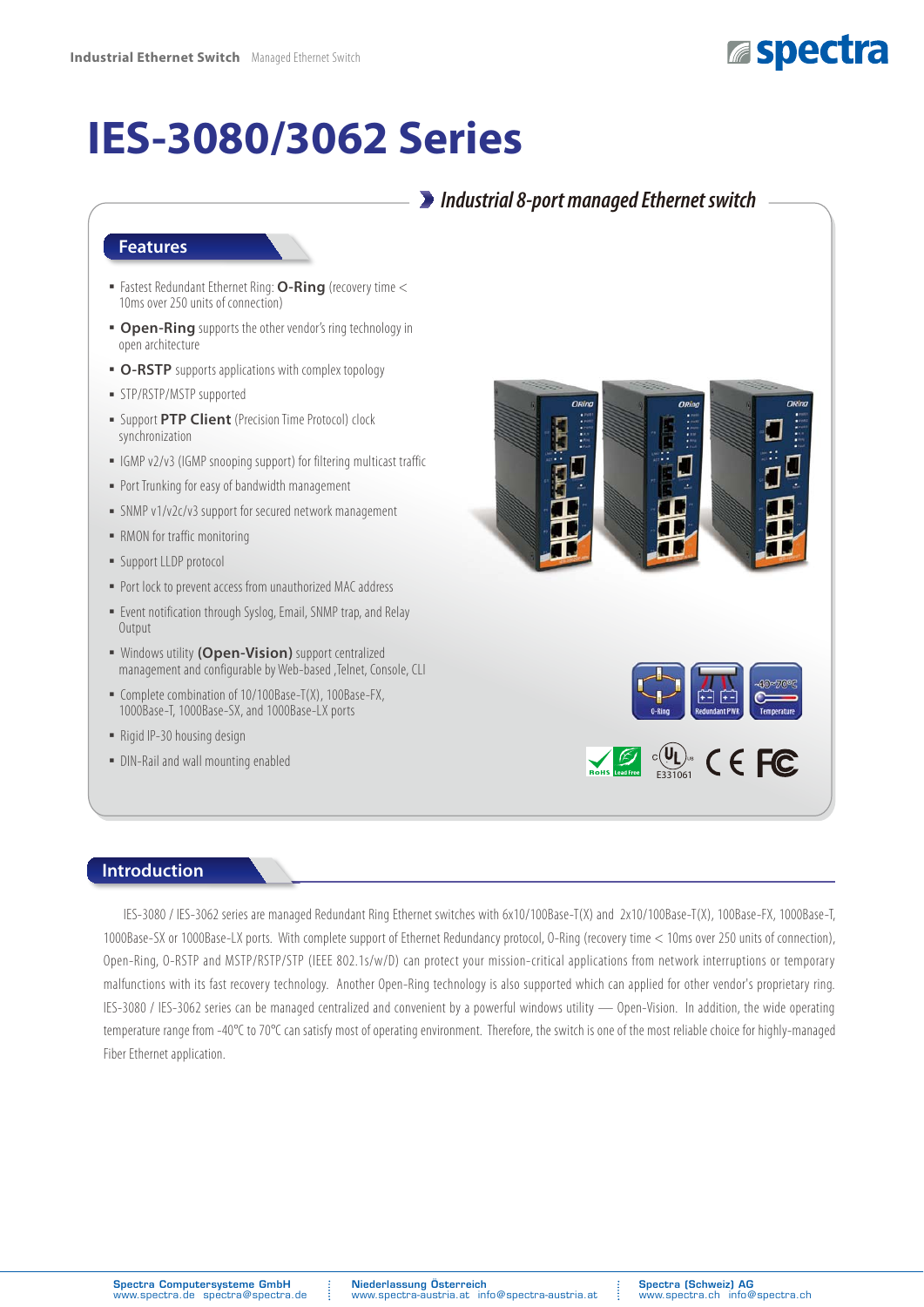# IES-3080/3062 Series

## Industrial 8-port managed Ethernet switch

## Features

- Fastest Redundant Ethernet Ring: **O-Ring** (recovery time < 10ms over 250 units of connection)
- **Open-Ring** supports the other vendor's ring technology in open architecture
- **O-RSTP** supports applications with complex topology
- STP/RSTP/MSTP supported
- Support **PTP Client** (Precision Time Protocol) clock synchronization
- IGMP v2/v3 (IGMP snooping support) for filtering multicast traffic
- Port Trunking for easy of bandwidth management
- SNMP v1/v2c/v3 support for secured network management
- RMON for traffic monitoring
- Support LLDP protocol
- Port lock to prevent access from unauthorized MAC address
- Event notification through Syslog, Email, SNMP trap, and Relay Output
- Windows utility **(Open-Vision)** support centralized management and configurable by Web-based ,Telnet, Console, CLI
- Complete combination of 10/100Base-T(X), 100Base-FX, 1000Base-T, 1000Base-SX, and 1000Base-LX ports
- Rigid IP-30 housing design
- DIN-Rail and wall mounting enabled

O-Ring | Redundant PWR | Temperature -40~70°C

E331061

## Introduction

IES-3080 / IES-3062 series are managed Redundant Ring Ethernet switches with 6x10/100Base-T(X) and 2x10/100Base-T(X), 100Base-FX, 1000Base-T, 1000Base-SX or 1000Base-LX ports. With complete support of Ethernet Redundancy protocol, O-Ring (recovery time < 10ms over 250 units of connection), Open-Ring, O-RSTP and MSTP/RSTP/STP (IEEE 802.1s/w/D) can protect your mission-critical applications from network interruptions or temporary malfunctions with its fast recovery technology. Another Open-Ring technology is also supported which can applied for other vendor's proprietary ring. IES-3080 / IES-3062 series can be managed centralized and convenient by a powerful windows utility — Open-Vision. In addition, the wide operating temperature range from -40°C to 70°C can satisfy most of operating environment. Therefore, the switch is one of the most reliable choice for highly-managed Fiber Ethernet application.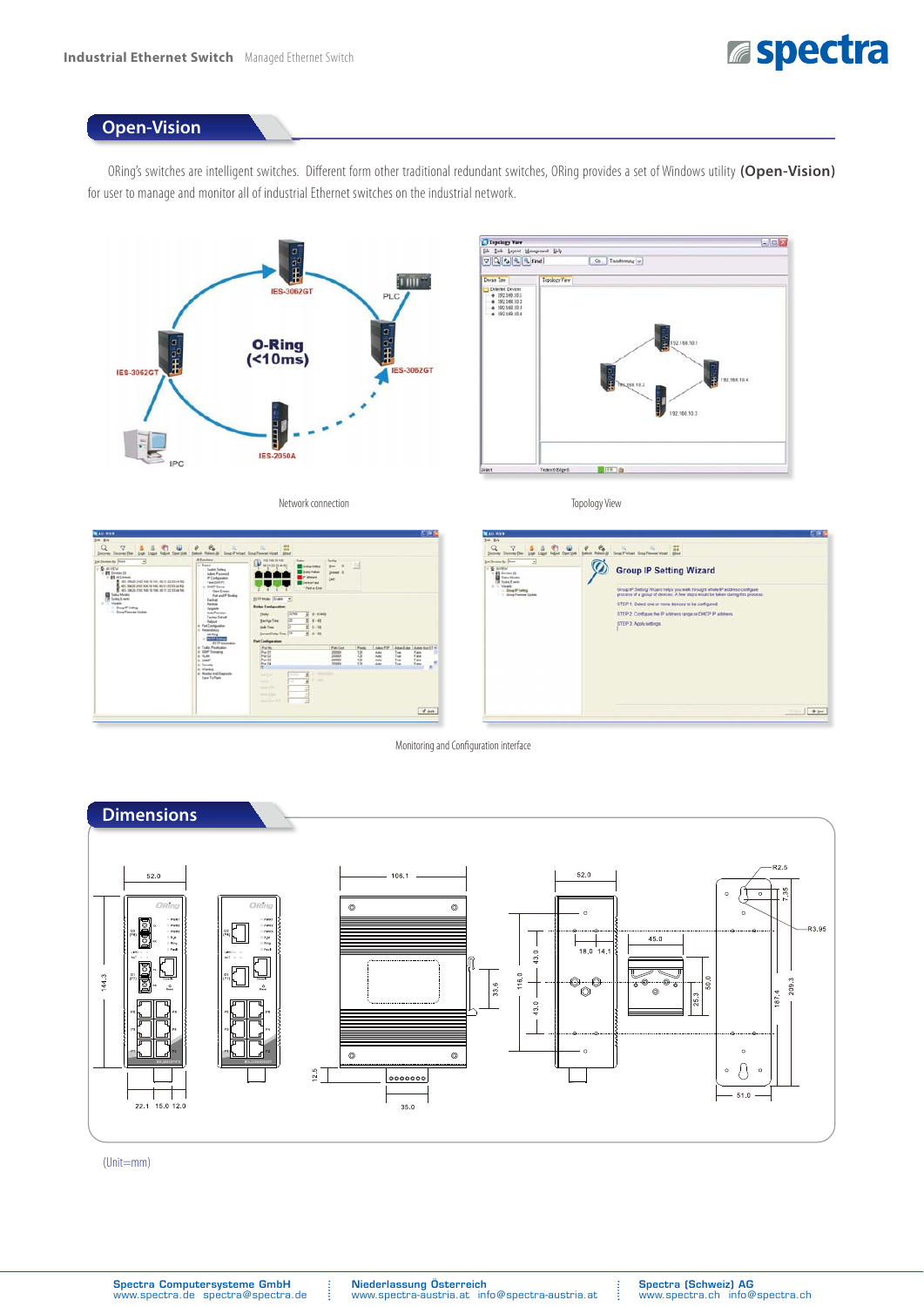## Open-Vision

ORing's switches are intelligent switches. Different form other traditional redundant switches, ORing provides a set of Windows utility **(Open-Vision)** for user to manage and monitor all of industrial Ethernet switches on the industrial network.

Network connection

Topology View

Monitoring and Configuration interface

## Dimensions

(Unit=mm)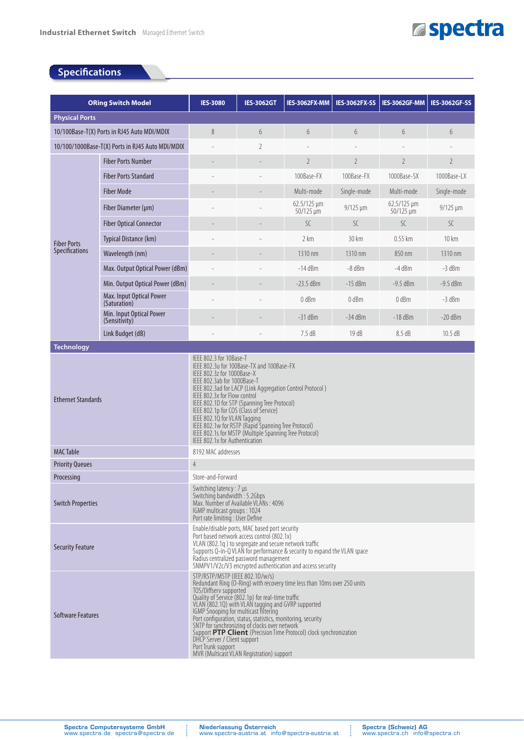## Specifications

| ORing Switch Model | | IES-3080 | IES-3062GT | IES-3062FX-MM | IES-3062FX-SS | IES-3062GF-MM | IES-3062GF-SS |
|---|---|---|---|---|---|---|---|
| **Physical Ports** | | | | | | | |
| 10/100Base-T(X) Ports in RJ45 Auto MDI/MDIX | | 8 | 6 | 6 | 6 | 6 | 6 |
| 10/100/1000Base-T(X) Ports in RJ45 Auto MDI/MDIX | | - | 2 | - | - | - | - |
| Fiber Ports Specifications | Fiber Ports Number | - | - | 2 | 2 | 2 | 2 |
| | Fiber Ports Standard | - | - | 100Base-FX | 100Base-FX | 1000Base-SX | 1000Base-LX |
| | Fiber Mode | - | - | Multi-mode | Single-mode | Multi-mode | Single-mode |
| | Fiber Diameter (µm) | - | - | 62.5/125 µm 50/125 µm | 9/125 µm | 62.5/125 µm 50/125 µm | 9/125 µm |
| | Fiber Optical Connector | - | - | SC | SC | SC | SC |
| | Typical Distance (km) | - | - | 2 km | 30 km | 0.55 km | 10 km |
| | Wavelength (nm) | - | - | 1310 nm | 1310 nm | 850 nm | 1310 nm |
| | Max. Output Optical Power (dBm) | - | - | -14 dBm | -8 dBm | -4 dBm | -3 dBm |
| | Min. Output Optical Power (dBm) | - | - | -23.5 dBm | -15 dBm | -9.5 dBm | -9.5 dBm |
| | Max. Input Optical Power (Saturation) | - | - | 0 dBm | 0 dBm | 0 dBm | -3 dBm |
| | Min. Input Optical Power (Sensitivity) | - | - | -31 dBm | -34 dBm | -18 dBm | -20 dBm |
| | Link Budget (dB) | - | - | 7.5 dB | 19 dB | 8.5 dB | 10.5 dB |
| **Technology** | | | | | | | |
| Ethernet Standards | | IEEE 802.3 for 10Base-T<br>IEEE 802.3u for 100Base-TX and 100Base-FX<br>IEEE 802.3z for 1000Base-X<br>IEEE 802.3ab for 1000Base-T<br>IEEE 802.3ad for LACP (Link Aggregation Control Protocol )<br>IEEE 802.3x for Flow control<br>IEEE 802.1D for STP (Spanning Tree Protocol)<br>IEEE 802.1p for COS (Class of Service)<br>IEEE 802.1Q for VLAN Tagging<br>IEEE 802.1w for RSTP (Rapid Spanning Tree Protocol)<br>IEEE 802.1s for MSTP (Multiple Spanning Tree Protocol)<br>IEEE 802.1x for Authentication | | | | | |
| MAC Table | | 8192 MAC addresses | | | | | |
| Priority Queues | | 4 | | | | | |
| Processing | | Store-and-Forward | | | | | |
| Switch Properties | | Switching latency : 7 µs<br>Switching bandwidth : 5.2Gbps<br>Max. Number of Available VLANs : 4096<br>IGMP multicast groups : 1024<br>Port rate limiting : User Define | | | | | |
| Security Feature | | Enable/disable ports, MAC based port security<br>Port based network access control (802.1x)<br>VLAN (802.1q ) to segregate and secure network traffic<br>Supports Q-in-Q VLAN for performance & security to expand the VLAN space<br>Radius centralized password management<br>SNMPV1/V2c/V3 encrypted authentication and access security | | | | | |
| Software Features | | STP/RSTP/MSTP (IEEE 802.1D/w/s)<br>Redundant Ring (O-Ring) with recovery time less than 10ms over 250 units<br>TOS/Diffserv supported<br>Quality of Service (802.1p) for real-time traffic<br>VLAN (802.1Q) with VLAN tagging and GVRP supported<br>IGMP Snooping for multicast filtering<br>Port configuration, status, statistics, monitoring, security<br>SNTP for synchronizing of clocks over network<br>Support **PTP Client** (Precision Time Protocol) clock synchronization<br>DHCP Server / Client support<br>Port Trunk support<br>MVR (Multicast VLAN Registration) support | | | | | |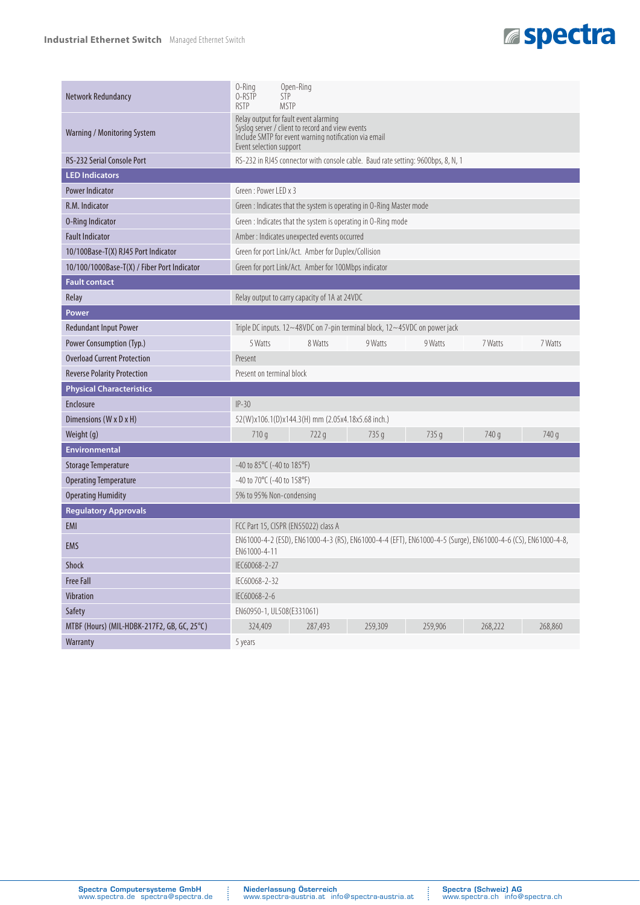| | | | | | | |
|---|---|---|---|---|---|---|
| Network Redundancy | O-Ring Open-Ring<br>O-RSTP STP<br>RSTP MSTP | | | | | |
| Warning / Monitoring System | Relay output for fault event alarming<br>Syslog server / client to record and view events<br>Include SMTP for event warning notification via email<br>Event selection support | | | | | |
| RS-232 Serial Console Port | RS-232 in RJ45 connector with console cable. Baud rate setting: 9600bps, 8, N, 1 | | | | | |
| **LED Indicators** | | | | | | |
| Power Indicator | Green : Power LED x 3 | | | | | |
| R.M. Indicator | Green : Indicates that the system is operating in O-Ring Master mode | | | | | |
| O-Ring Indicator | Green : Indicates that the system is operating in O-Ring mode | | | | | |
| Fault Indicator | Amber : Indicates unexpected events occurred | | | | | |
| 10/100Base-T(X) RJ45 Port Indicator | Green for port Link/Act. Amber for Duplex/Collision | | | | | |
| 10/100/1000Base-T(X) / Fiber Port Indicator | Green for port Link/Act. Amber for 100Mbps indicator | | | | | |
| **Fault contact** | | | | | | |
| Relay | Relay output to carry capacity of 1A at 24VDC | | | | | |
| **Power** | | | | | | |
| Redundant Input Power | Triple DC inputs. 12~48VDC on 7-pin terminal block, 12~45VDC on power jack | | | | | |
| Power Consumption (Typ.) | 5 Watts | 8 Watts | 9 Watts | 9 Watts | 7 Watts | 7 Watts |
| Overload Current Protection | Present | | | | | |
| Reverse Polarity Protection | Present on terminal block | | | | | |
| **Physical Characteristics** | | | | | | |
| Enclosure | IP-30 | | | | | |
| Dimensions (W x D x H) | 52(W)x106.1(D)x144.3(H) mm (2.05x4.18x5.68 inch.) | | | | | |
| Weight (g) | 710 g | 722 g | 735 g | 735 g | 740 g | 740 g |
| **Environmental** | | | | | | |
| Storage Temperature | -40 to 85°C (-40 to 185°F) | | | | | |
| Operating Temperature | -40 to 70°C (-40 to 158°F) | | | | | |
| Operating Humidity | 5% to 95% Non-condensing | | | | | |
| **Regulatory Approvals** | | | | | | |
| EMI | FCC Part 15, CISPR (EN55022) class A | | | | | |
| EMS | EN61000-4-2 (ESD), EN61000-4-3 (RS), EN61000-4-4 (EFT), EN61000-4-5 (Surge), EN61000-4-6 (CS), EN61000-4-8, EN61000-4-11 | | | | | |
| Shock | IEC60068-2-27 | | | | | |
| Free Fall | IEC60068-2-32 | | | | | |
| Vibration | IEC60068-2-6 | | | | | |
| Safety | EN60950-1, UL508(E331061) | | | | | |
| MTBF (Hours) (MIL-HDBK-217F2, GB, GC, 25°C) | 324,409 | 287,493 | 259,309 | 259,906 | 268,222 | 268,860 |
| Warranty | 5 years | | | | | |

**Spectra Computersysteme GmbH** www.spectra.de spectra@spectra.de | **Niederlassung Österreich** www.spectra-austria.at info@spectra-austria.at | **Spectra (Schweiz) AG** www.spectra.ch info@spectra.ch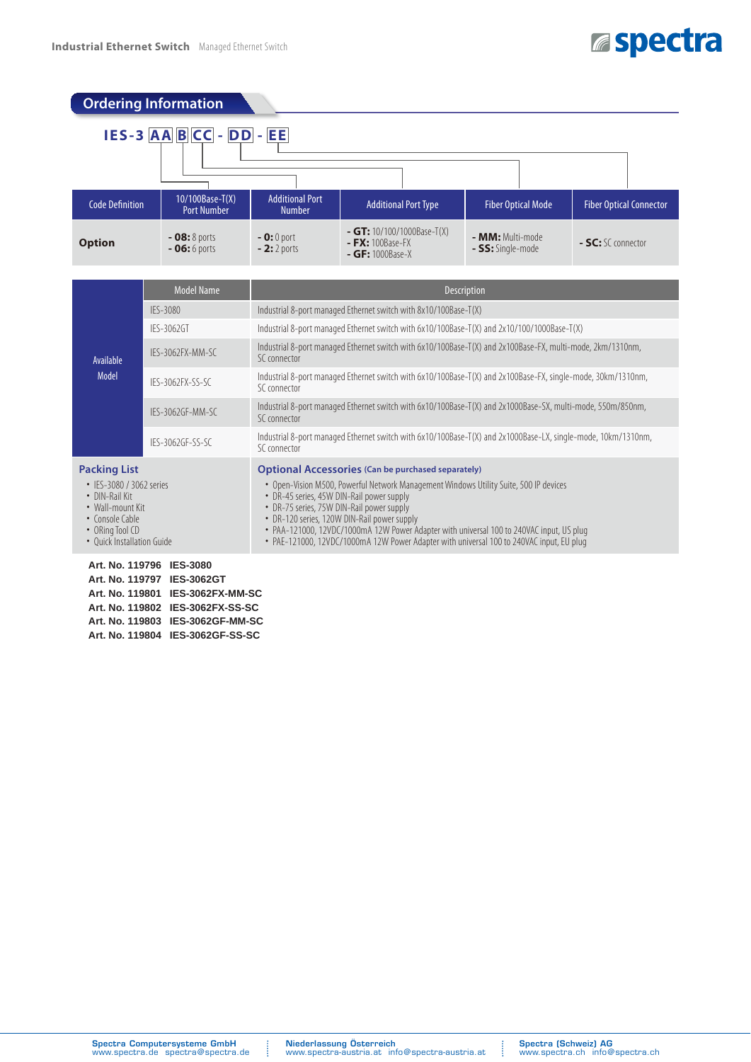## Ordering Information

**IES-3 AA B CC - DD - EE**

| Code Definition | 10/100Base-T(X) Port Number | Additional Port Number | Additional Port Type | Fiber Optical Mode | Fiber Optical Connector |
|---|---|---|---|---|---|
| **Option** | - **08:** 8 ports<br>- **06:** 6 ports | - **0:** 0 port<br>- **2:** 2 ports | - **GT:** 10/100/1000Base-T(X)<br>- **FX:** 100Base-FX<br>- **GF:** 1000Base-X | - **MM:** Multi-mode<br>- **SS:** Single-mode | - **SC:** SC connector |

| | Model Name | Description |
|---|---|---|
| Available Model | IES-3080 | Industrial 8-port managed Ethernet switch with 8x10/100Base-T(X) |
| | IES-3062GT | Industrial 8-port managed Ethernet switch with 6x10/100Base-T(X) and 2x10/100/1000Base-T(X) |
| | IES-3062FX-MM-SC | Industrial 8-port managed Ethernet switch with 6x10/100Base-T(X) and 2x100Base-FX, multi-mode, 2km/1310nm, SC connector |
| | IES-3062FX-SS-SC | Industrial 8-port managed Ethernet switch with 6x10/100Base-T(X) and 2x100Base-FX, single-mode, 30km/1310nm, SC connector |
| | IES-3062GF-MM-SC | Industrial 8-port managed Ethernet switch with 6x10/100Base-T(X) and 2x1000Base-SX, multi-mode, 550m/850nm, SC connector |
| | IES-3062GF-SS-SC | Industrial 8-port managed Ethernet switch with 6x10/100Base-T(X) and 2x1000Base-LX, single-mode, 10km/1310nm, SC connector |

### Packing List

- IES-3080 / 3062 series
- DIN-Rail Kit
- Wall-mount Kit
- Console Cable
- ORing Tool CD
- Quick Installation Guide

### Optional Accessories (Can be purchased separately)

- Open-Vision M500, Powerful Network Management Windows Utility Suite, 500 IP devices
- DR-45 series, 45W DIN-Rail power supply
- DR-75 series, 75W DIN-Rail power supply
- DR-120 series, 120W DIN-Rail power supply
- PAA-121000, 12VDC/1000mA 12W Power Adapter with universal 100 to 240VAC input, US plug
- PAE-121000, 12VDC/1000mA 12W Power Adapter with universal 100 to 240VAC input, EU plug

**Art. No. 119796 IES-3080**
**Art. No. 119797 IES-3062GT**
**Art. No. 119801 IES-3062FX-MM-SC**
**Art. No. 119802 IES-3062FX-SS-SC**
**Art. No. 119803 IES-3062GF-MM-SC**
**Art. No. 119804 IES-3062GF-SS-SC**